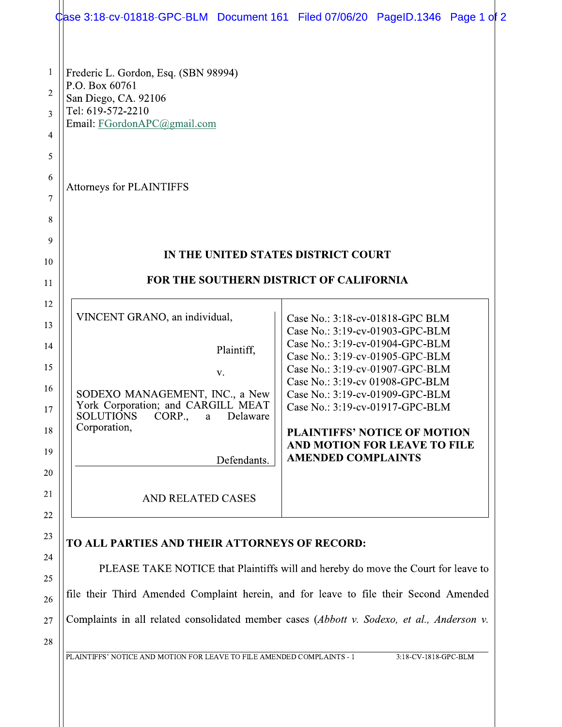Frederic L. Gordon, Esq. (SBN 98994)
P.O. Box 60761
San Diego, CA. 92106
Tel: 619-572-2210
Email: FGordonAPC@gmail.com

Attorneys for PLAINTIFFS

**IN THE UNITED STATES DISTRICT COURT**

**FOR THE SOUTHERN DISTRICT OF CALIFORNIA**

| | |
|---|---|
| VINCENT GRANO, an individual,<br><br>Plaintiff,<br><br>v.<br><br>SODEXO MANAGEMENT, INC., a New York Corporation; and CARGILL MEAT SOLUTIONS CORP., a Delaware Corporation,<br><br>Defendants.<br><br>AND RELATED CASES | Case No.: 3:18-cv-01818-GPC BLM<br>Case No.: 3:19-cv-01903-GPC-BLM<br>Case No.: 3:19-cv-01904-GPC-BLM<br>Case No.: 3:19-cv-01905-GPC-BLM<br>Case No.: 3:19-cv-01907-GPC-BLM<br>Case No.: 3:19-cv 01908-GPC-BLM<br>Case No.: 3:19-cv-01909-GPC-BLM<br>Case No.: 3:19-cv-01917-GPC-BLM<br><br>**PLAINTIFFS' NOTICE OF MOTION AND MOTION FOR LEAVE TO FILE AMENDED COMPLAINTS** |

**TO ALL PARTIES AND THEIR ATTORNEYS OF RECORD:**

PLEASE TAKE NOTICE that Plaintiffs will and hereby do move the Court for leave to file their Third Amended Complaint herein, and for leave to file their Second Amended Complaints in all related consolidated member cases (*Abbott v. Sodexo, et al., Anderson v.*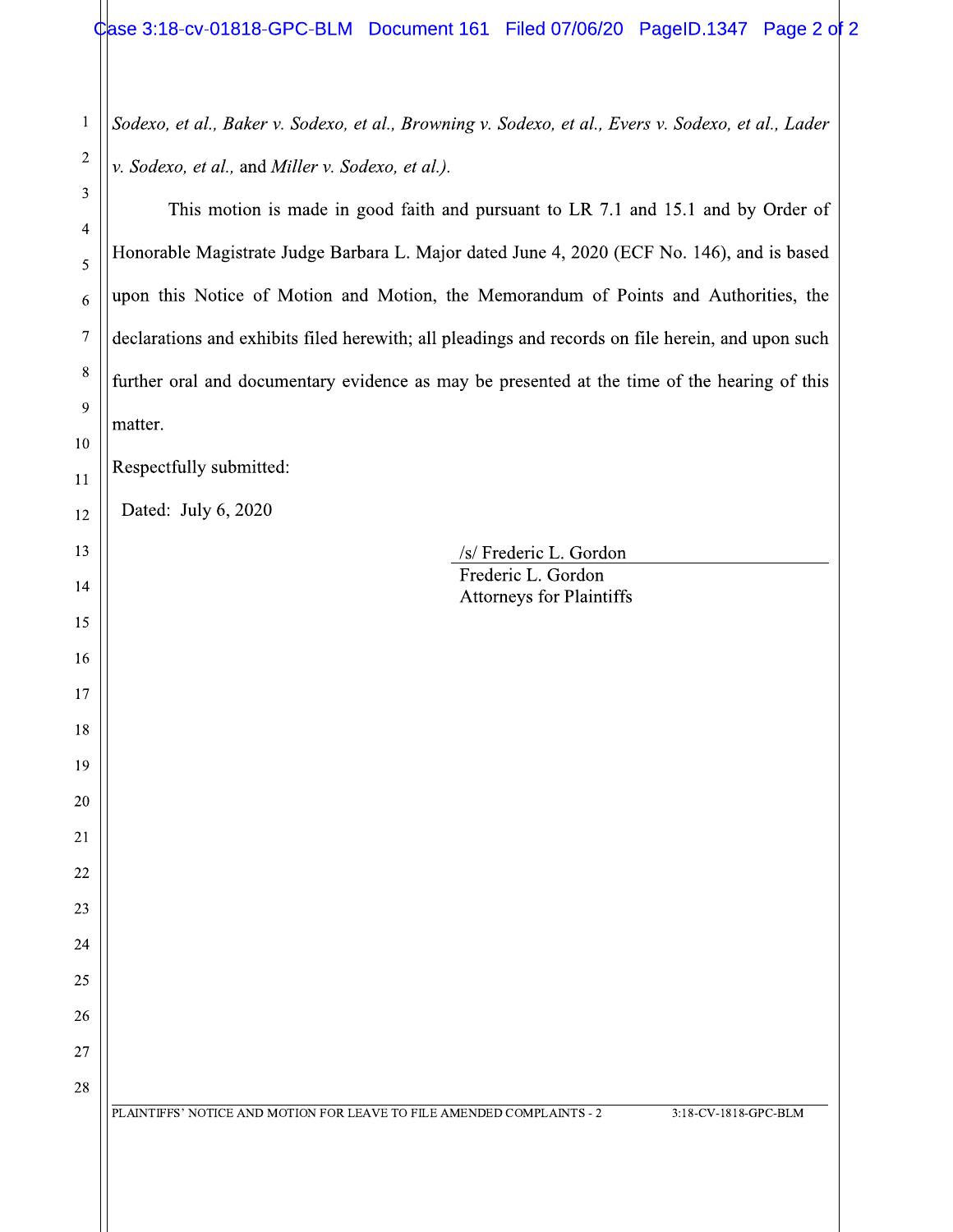*Sodexo, et al., Baker v. Sodexo, et al., Browning v. Sodexo, et al., Evers v. Sodexo, et al., Lader v. Sodexo, et al.,* and *Miller v. Sodexo, et al.).*

This motion is made in good faith and pursuant to LR 7.1 and 15.1 and by Order of Honorable Magistrate Judge Barbara L. Major dated June 4, 2020 (ECF No. 146), and is based upon this Notice of Motion and Motion, the Memorandum of Points and Authorities, the declarations and exhibits filed herewith; all pleadings and records on file herein, and upon such further oral and documentary evidence as may be presented at the time of the hearing of this matter.

Respectfully submitted:

Dated: July 6, 2020

/s/ Frederic L. Gordon
Frederic L. Gordon
Attorneys for Plaintiffs

PLAINTIFFS' NOTICE AND MOTION FOR LEAVE TO FILE AMENDED COMPLAINTS - 2 3:18-CV-1818-GPC-BLM